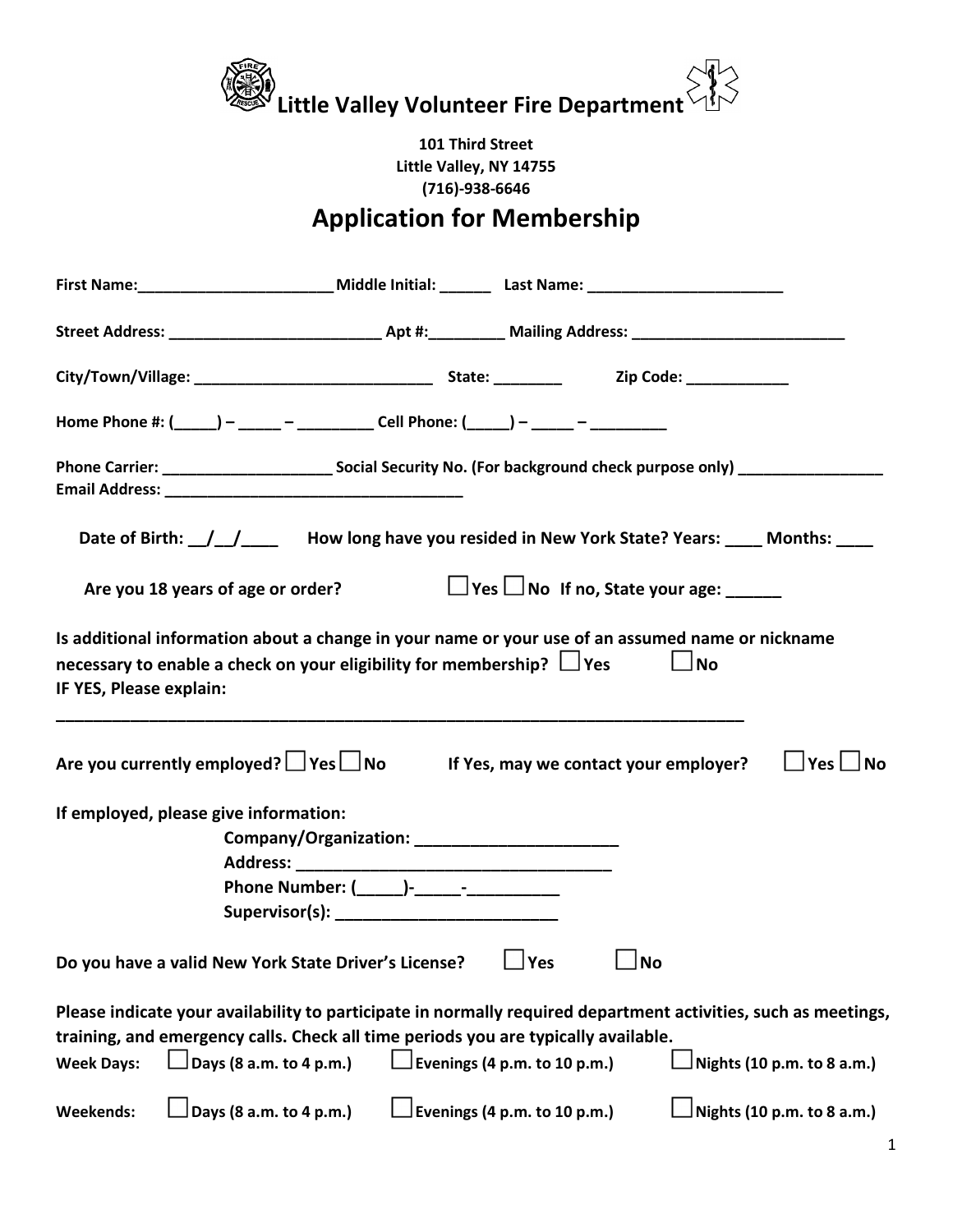# Little Valley Volunteer Fire Department

**101 Third Street**
**Little Valley, NY 14755**
**(716)-938-6646**

## Application for Membership

**First Name:**_______________________ **Middle Initial:** ______ **Last Name:** _______________________

**Street Address:** _________________________ **Apt #:**_________ **Mailing Address:** _________________________

**City/Town/Village:** ____________________________ **State:** ________ **Zip Code:** ____________

**Home Phone #:** (_____) – _____ – _________ **Cell Phone:** (_____) – _____ – _________

**Phone Carrier:** ____________________ **Social Security No. (For background check purpose only)** _________________
**Email Address:** ___________________________________

**Date of Birth:** __/__/____ **How long have you resided in New York State? Years:** ____ **Months:** ____

**Are you 18 years of age or order?** ☐ Yes ☐ No **If no, State your age:** ______

**Is additional information about a change in your name or your use of an assumed name or nickname necessary to enable a check on your eligibility for membership?** ☐ Yes ☐ No
**IF YES, Please explain:**

_______________________________________________________________________________

**Are you currently employed?** ☐ Yes ☐ No **If Yes, may we contact your employer?** ☐ Yes ☐ No

**If employed, please give information:**

**Company/Organization:** ______________________
**Address:** ___________________________________
**Phone Number:** (_____)-_____-__________
**Supervisor(s):** ________________________

**Do you have a valid New York State Driver's License?** ☐ Yes ☐ No

**Please indicate your availability to participate in normally required department activities, such as meetings, training, and emergency calls. Check all time periods you are typically available.**

**Week Days:** ☐ **Days (8 a.m. to 4 p.m.)** ☐ **Evenings (4 p.m. to 10 p.m.)** ☐ **Nights (10 p.m. to 8 a.m.)**

**Weekends:** ☐ **Days (8 a.m. to 4 p.m.)** ☐ **Evenings (4 p.m. to 10 p.m.)** ☐ **Nights (10 p.m. to 8 a.m.)**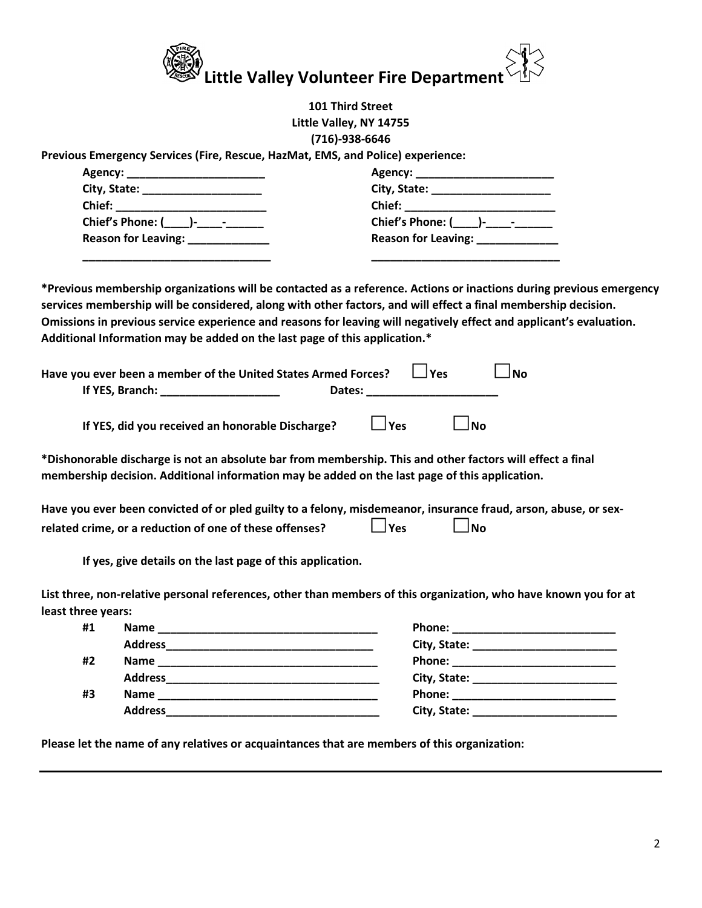# Little Valley Volunteer Fire Department

**101 Third Street**
**Little Valley, NY 14755**
**(716)-938-6646**

**Previous Emergency Services (Fire, Rescue, HazMat, EMS, and Police) experience:**

| | |
|---|---|
| **Agency:** ______________________ | **Agency:** ______________________ |
| **City, State:** ___________________ | **City, State:** ___________________ |
| **Chief:** ________________________ | **Chief:** ________________________ |
| **Chief's Phone: (____)-____-______** | **Chief's Phone: (____)-____-______** |
| **Reason for Leaving:** _____________ | **Reason for Leaving:** _____________ |
| ______________________________ | ______________________________ |

**\*Previous membership organizations will be contacted as a reference. Actions or inactions during previous emergency services membership will be considered, along with other factors, and will effect a final membership decision. Omissions in previous service experience and reasons for leaving will negatively effect and applicant's evaluation. Additional Information may be added on the last page of this application.\***

**Have you ever been a member of the United States Armed Forces?** ☐ **Yes** ☐ **No**

**If YES, Branch:** ___________________ **Dates:** _____________________

**If YES, did you received an honorable Discharge?** ☐ **Yes** ☐ **No**

**\*Dishonorable discharge is not an absolute bar from membership. This and other factors will effect a final membership decision. Additional information may be added on the last page of this application.**

**Have you ever been convicted of or pled guilty to a felony, misdemeanor, insurance fraud, arson, abuse, or sex-related crime, or a reduction of one of these offenses?** ☐ **Yes** ☐ **No**

**If yes, give details on the last page of this application.**

**List three, non-relative personal references, other than members of this organization, who have known you for at least three years:**

| | | |
|---|---|---|
| **#1** | **Name** ___________________________________ | **Phone:** __________________________ |
| | **Address**_________________________________ | **City, State:** _______________________ |
| **#2** | **Name** ___________________________________ | **Phone:** __________________________ |
| | **Address**_________________________________ | **City, State:** _______________________ |
| **#3** | **Name** ___________________________________ | **Phone:** __________________________ |
| | **Address**_________________________________ | **City, State:** _______________________ |

**Please let the name of any relatives or acquaintances that are members of this organization:**

______________________________________________________________________________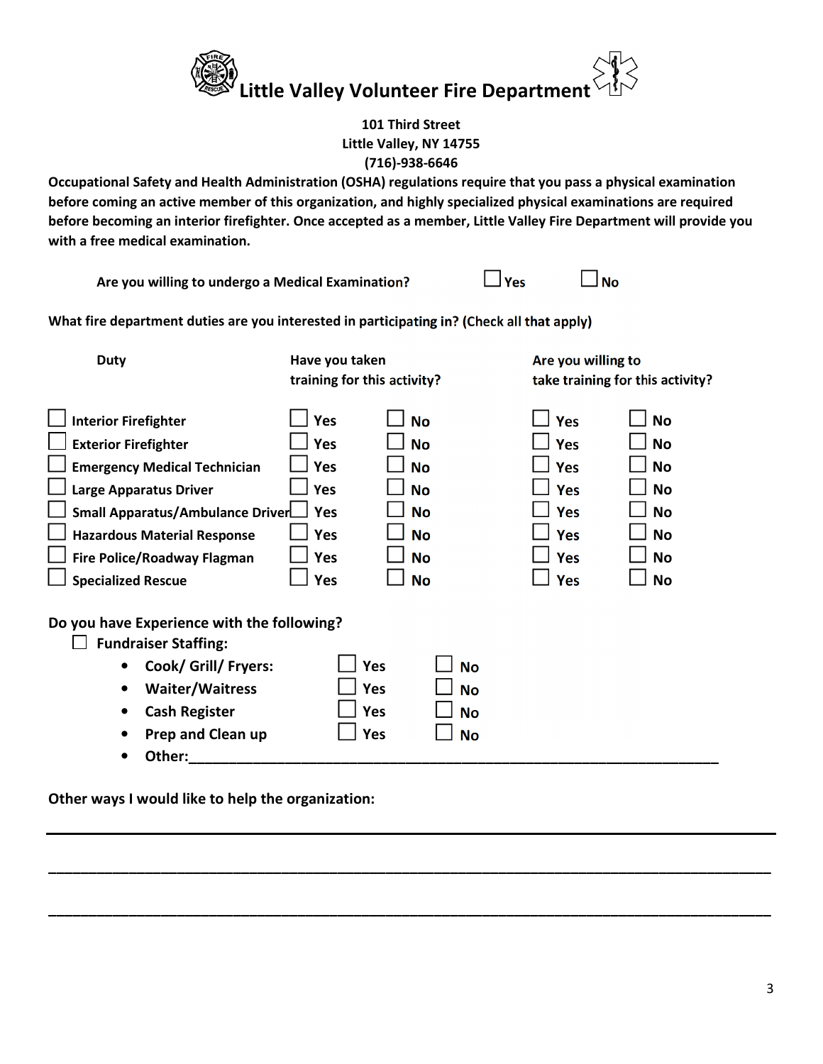# Little Valley Volunteer Fire Department

**101 Third Street**
**Little Valley, NY 14755**
**(716)-938-6646**

**Occupational Safety and Health Administration (OSHA) regulations require that you pass a physical examination before coming an active member of this organization, and highly specialized physical examinations are required before becoming an interior firefighter. Once accepted as a member, Little Valley Fire Department will provide you with a free medical examination.**

**Are you willing to undergo a Medical Examination?** ☐ Yes ☐ No

**What fire department duties are you interested in participating in? (Check all that apply)**

| Duty | Have you taken training for this activity? | | Are you willing to take training for this activity? | |
|---|---|---|---|---|
| ☐ Interior Firefighter | ☐ Yes | ☐ No | ☐ Yes | ☐ No |
| ☐ Exterior Firefighter | ☐ Yes | ☐ No | ☐ Yes | ☐ No |
| ☐ Emergency Medical Technician | ☐ Yes | ☐ No | ☐ Yes | ☐ No |
| ☐ Large Apparatus Driver | ☐ Yes | ☐ No | ☐ Yes | ☐ No |
| ☐ Small Apparatus/Ambulance Driver | ☐ Yes | ☐ No | ☐ Yes | ☐ No |
| ☐ Hazardous Material Response | ☐ Yes | ☐ No | ☐ Yes | ☐ No |
| ☐ Fire Police/Roadway Flagman | ☐ Yes | ☐ No | ☐ Yes | ☐ No |
| ☐ Specialized Rescue | ☐ Yes | ☐ No | ☐ Yes | ☐ No |

**Do you have Experience with the following?**

☐ **Fundraiser Staffing:**

- **Cook/ Grill/ Fryers:** ☐ Yes ☐ No
- **Waiter/Waitress** ☐ Yes ☐ No
- **Cash Register** ☐ Yes ☐ No
- **Prep and Clean up** ☐ Yes ☐ No
- **Other:**_______________________________________________

**Other ways I would like to help the organization:**

_______________________________________________

_______________________________________________

_______________________________________________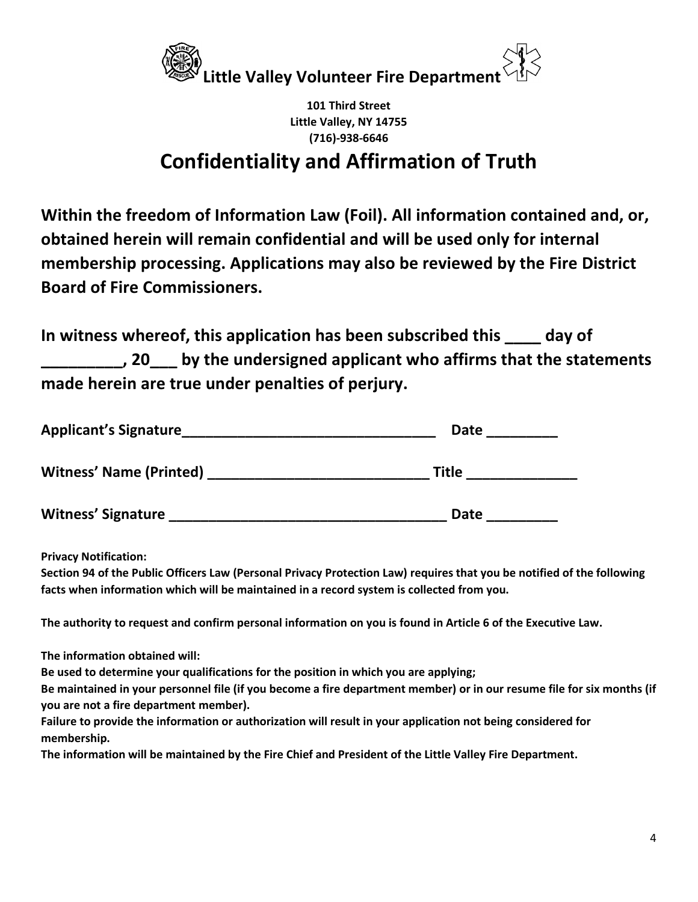# Little Valley Volunteer Fire Department

**101 Third Street**
**Little Valley, NY 14755**
**(716)-938-6646**

## Confidentiality and Affirmation of Truth

**Within the freedom of Information Law (Foil). All information contained and, or, obtained herein will remain confidential and will be used only for internal membership processing. Applications may also be reviewed by the Fire District Board of Fire Commissioners.**

**In witness whereof, this application has been subscribed this ____ day of _________, 20___ by the undersigned applicant who affirms that the statements made herein are true under penalties of perjury.**

**Applicant's Signature________________________________ Date _________**

**Witness' Name (Printed) ___________________________ Title ______________**

**Witness' Signature __________________________________ Date _________**

**Privacy Notification:**
**Section 94 of the Public Officers Law (Personal Privacy Protection Law) requires that you be notified of the following facts when information which will be maintained in a record system is collected from you.**

**The authority to request and confirm personal information on you is found in Article 6 of the Executive Law.**

**The information obtained will:**
**Be used to determine your qualifications for the position in which you are applying;**
**Be maintained in your personnel file (if you become a fire department member) or in our resume file for six months (if you are not a fire department member).**
**Failure to provide the information or authorization will result in your application not being considered for membership.**
**The information will be maintained by the Fire Chief and President of the Little Valley Fire Department.**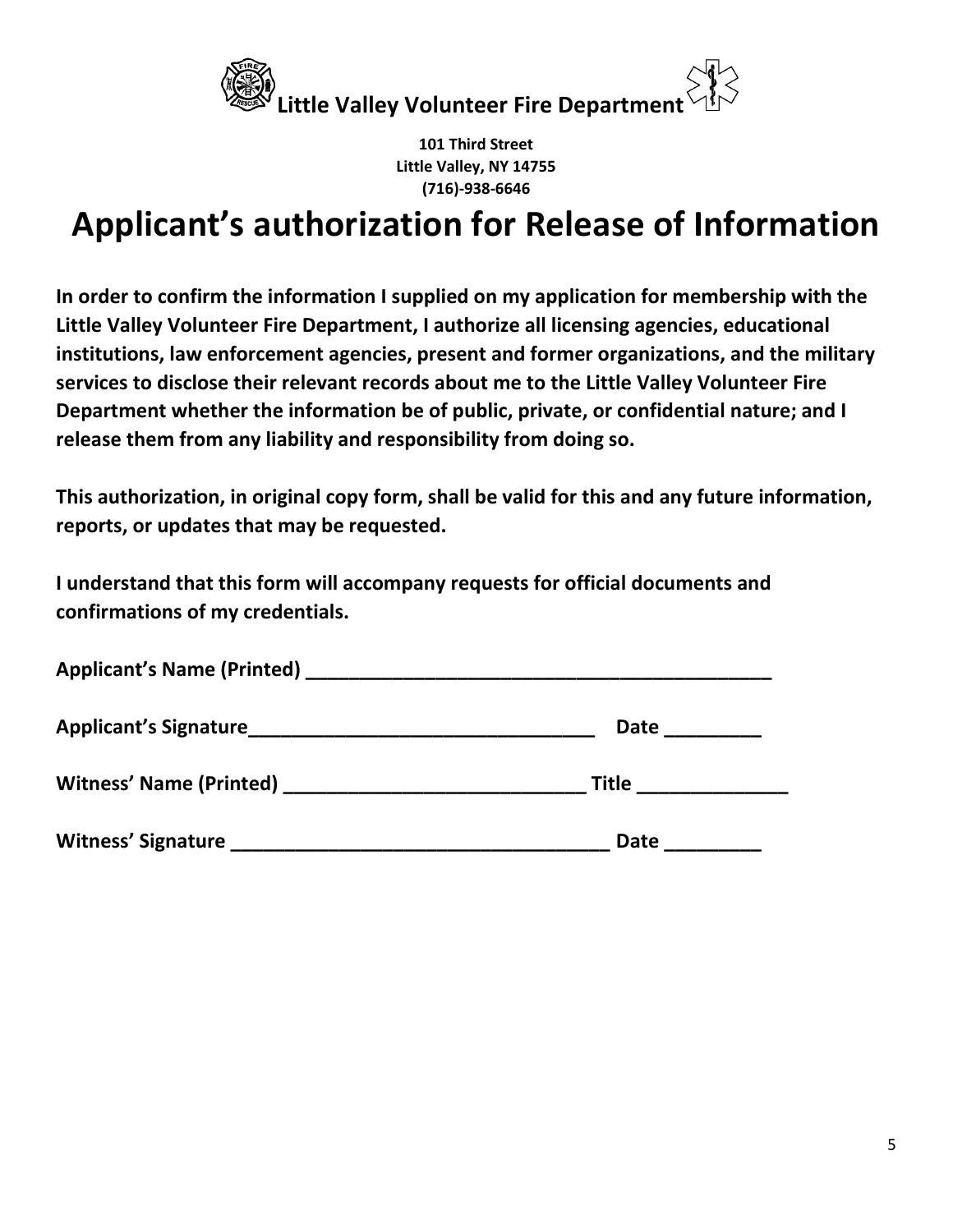**Little Valley Volunteer Fire Department**

**101 Third Street**
**Little Valley, NY 14755**
**(716)-938-6646**

# Applicant's authorization for Release of Information

**In order to confirm the information I supplied on my application for membership with the Little Valley Volunteer Fire Department, I authorize all licensing agencies, educational institutions, law enforcement agencies, present and former organizations, and the military services to disclose their relevant records about me to the Little Valley Volunteer Fire Department whether the information be of public, private, or confidential nature; and I release them from any liability and responsibility from doing so.**

**This authorization, in original copy form, shall be valid for this and any future information, reports, or updates that may be requested.**

**I understand that this form will accompany requests for official documents and confirmations of my credentials.**

**Applicant's Name (Printed)** ____________________________________________

**Applicant's Signature**________________________________ **Date** _________

**Witness' Name (Printed)** ____________________________ **Title** ______________

**Witness' Signature** ___________________________________ **Date** _________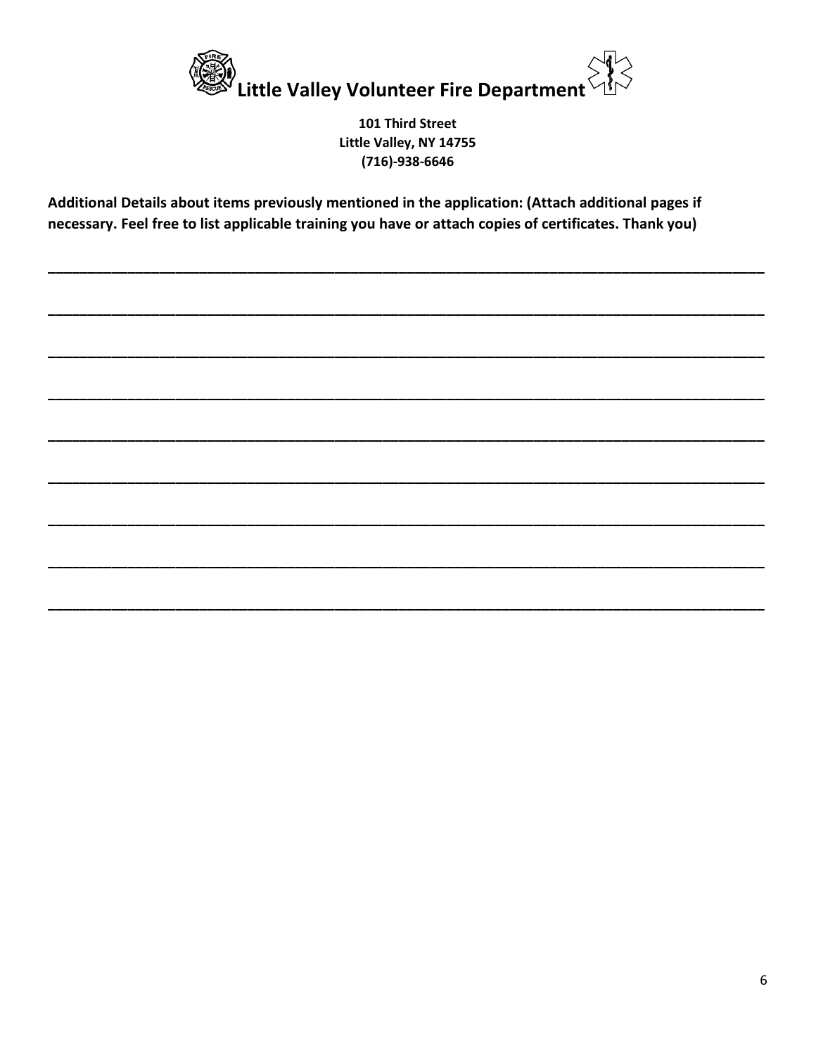# Little Valley Volunteer Fire Department

**101 Third Street**
**Little Valley, NY 14755**
**(716)-938-6646**

**Additional Details about items previously mentioned in the application: (Attach additional pages if necessary. Feel free to list applicable training you have or attach copies of certificates. Thank you)**

\_\_\_\_\_\_\_\_\_\_\_\_\_\_\_\_\_\_\_\_\_\_\_\_\_\_\_\_\_\_\_\_\_\_\_\_\_\_\_\_\_\_\_\_\_\_\_\_\_\_\_\_\_\_\_\_\_\_\_\_\_\_\_\_\_\_\_\_\_\_\_\_\_\_\_\_\_\_\_\_\_\_

\_\_\_\_\_\_\_\_\_\_\_\_\_\_\_\_\_\_\_\_\_\_\_\_\_\_\_\_\_\_\_\_\_\_\_\_\_\_\_\_\_\_\_\_\_\_\_\_\_\_\_\_\_\_\_\_\_\_\_\_\_\_\_\_\_\_\_\_\_\_\_\_\_\_\_\_\_\_\_\_\_\_

\_\_\_\_\_\_\_\_\_\_\_\_\_\_\_\_\_\_\_\_\_\_\_\_\_\_\_\_\_\_\_\_\_\_\_\_\_\_\_\_\_\_\_\_\_\_\_\_\_\_\_\_\_\_\_\_\_\_\_\_\_\_\_\_\_\_\_\_\_\_\_\_\_\_\_\_\_\_\_\_\_\_

\_\_\_\_\_\_\_\_\_\_\_\_\_\_\_\_\_\_\_\_\_\_\_\_\_\_\_\_\_\_\_\_\_\_\_\_\_\_\_\_\_\_\_\_\_\_\_\_\_\_\_\_\_\_\_\_\_\_\_\_\_\_\_\_\_\_\_\_\_\_\_\_\_\_\_\_\_\_\_\_\_\_

\_\_\_\_\_\_\_\_\_\_\_\_\_\_\_\_\_\_\_\_\_\_\_\_\_\_\_\_\_\_\_\_\_\_\_\_\_\_\_\_\_\_\_\_\_\_\_\_\_\_\_\_\_\_\_\_\_\_\_\_\_\_\_\_\_\_\_\_\_\_\_\_\_\_\_\_\_\_\_\_\_\_

\_\_\_\_\_\_\_\_\_\_\_\_\_\_\_\_\_\_\_\_\_\_\_\_\_\_\_\_\_\_\_\_\_\_\_\_\_\_\_\_\_\_\_\_\_\_\_\_\_\_\_\_\_\_\_\_\_\_\_\_\_\_\_\_\_\_\_\_\_\_\_\_\_\_\_\_\_\_\_\_\_\_

\_\_\_\_\_\_\_\_\_\_\_\_\_\_\_\_\_\_\_\_\_\_\_\_\_\_\_\_\_\_\_\_\_\_\_\_\_\_\_\_\_\_\_\_\_\_\_\_\_\_\_\_\_\_\_\_\_\_\_\_\_\_\_\_\_\_\_\_\_\_\_\_\_\_\_\_\_\_\_\_\_\_

\_\_\_\_\_\_\_\_\_\_\_\_\_\_\_\_\_\_\_\_\_\_\_\_\_\_\_\_\_\_\_\_\_\_\_\_\_\_\_\_\_\_\_\_\_\_\_\_\_\_\_\_\_\_\_\_\_\_\_\_\_\_\_\_\_\_\_\_\_\_\_\_\_\_\_\_\_\_\_\_\_\_

\_\_\_\_\_\_\_\_\_\_\_\_\_\_\_\_\_\_\_\_\_\_\_\_\_\_\_\_\_\_\_\_\_\_\_\_\_\_\_\_\_\_\_\_\_\_\_\_\_\_\_\_\_\_\_\_\_\_\_\_\_\_\_\_\_\_\_\_\_\_\_\_\_\_\_\_\_\_\_\_\_\_